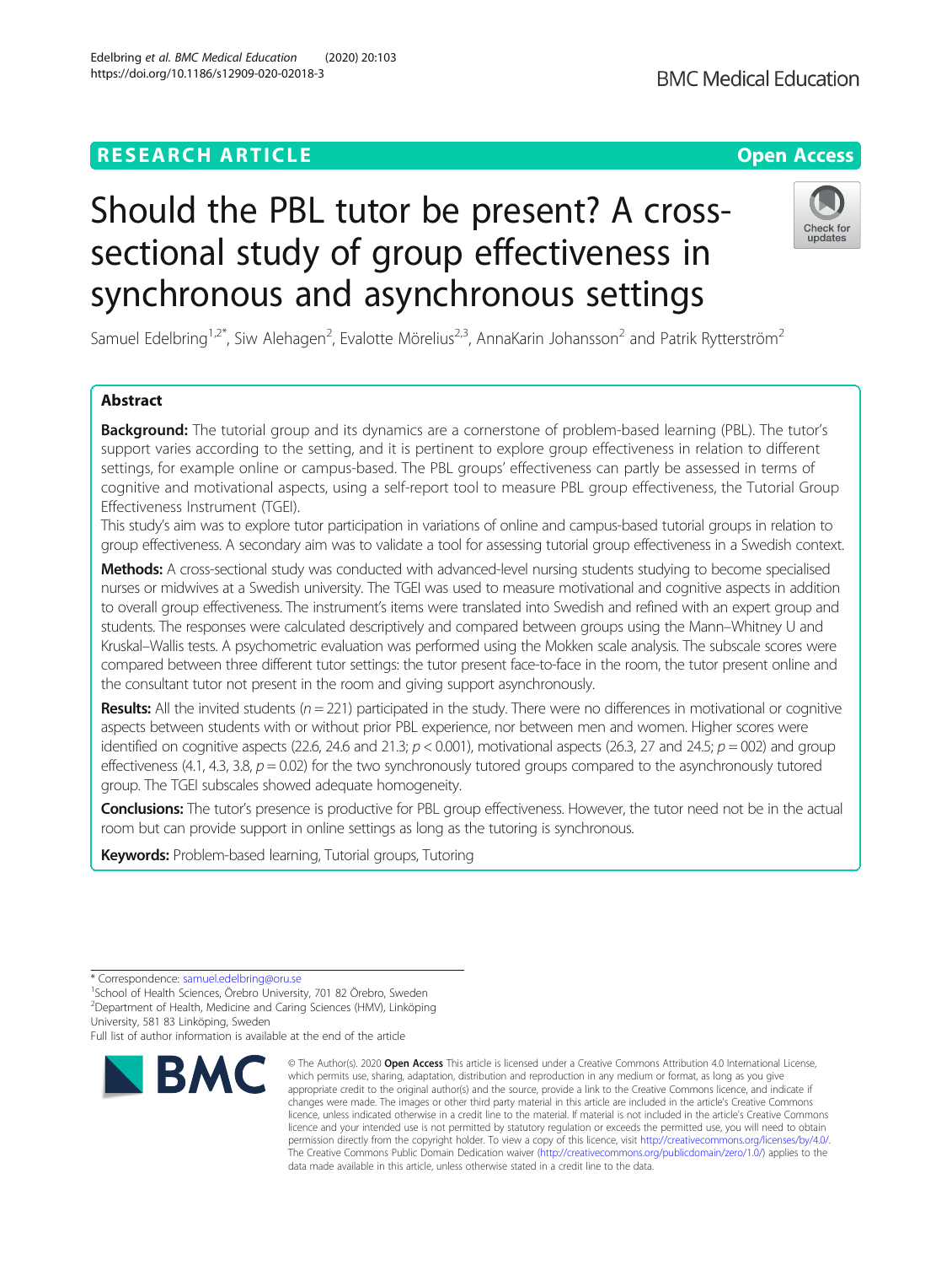RESEARCH ARTICLE

Open Access

# Should the PBL tutor be present? A cross-sectional study of group effectiveness in synchronous and asynchronous settings

Samuel Edelbring[1,2*], Siw Alehagen[2], Evalotte Mörelius[2,3], AnnaKarin Johansson[2] and Patrik Rytterström[2]

## Abstract

**Background:** The tutorial group and its dynamics are a cornerstone of problem-based learning (PBL). The tutor's support varies according to the setting, and it is pertinent to explore group effectiveness in relation to different settings, for example online or campus-based. The PBL groups' effectiveness can partly be assessed in terms of cognitive and motivational aspects, using a self-report tool to measure PBL group effectiveness, the Tutorial Group Effectiveness Instrument (TGEI).

This study's aim was to explore tutor participation in variations of online and campus-based tutorial groups in relation to group effectiveness. A secondary aim was to validate a tool for assessing tutorial group effectiveness in a Swedish context.

**Methods:** A cross-sectional study was conducted with advanced-level nursing students studying to become specialised nurses or midwives at a Swedish university. The TGEI was used to measure motivational and cognitive aspects in addition to overall group effectiveness. The instrument's items were translated into Swedish and refined with an expert group and students. The responses were calculated descriptively and compared between groups using the Mann–Whitney U and Kruskal–Wallis tests. A psychometric evaluation was performed using the Mokken scale analysis. The subscale scores were compared between three different tutor settings: the tutor present face-to-face in the room, the tutor present online and the consultant tutor not present in the room and giving support asynchronously.

**Results:** All the invited students ($n = 221$) participated in the study. There were no differences in motivational or cognitive aspects between students with or without prior PBL experience, nor between men and women. Higher scores were identified on cognitive aspects (22.6, 24.6 and 21.3; $p < 0.001$), motivational aspects (26.3, 27 and 24.5; $p = 002$) and group effectiveness (4.1, 4.3, 3.8, $p = 0.02$) for the two synchronously tutored groups compared to the asynchronously tutored group. The TGEI subscales showed adequate homogeneity.

**Conclusions:** The tutor's presence is productive for PBL group effectiveness. However, the tutor need not be in the actual room but can provide support in online settings as long as the tutoring is synchronous.

**Keywords:** Problem-based learning, Tutorial groups, Tutoring

---

* Correspondence: samuel.edelbring@oru.se
[1]School of Health Sciences, Örebro University, 701 82 Örebro, Sweden
[2]Department of Health, Medicine and Caring Sciences (HMV), Linköping University, 581 83 Linköping, Sweden
Full list of author information is available at the end of the article

© The Author(s). 2020 **Open Access** This article is licensed under a Creative Commons Attribution 4.0 International License, which permits use, sharing, adaptation, distribution and reproduction in any medium or format, as long as you give appropriate credit to the original author(s) and the source, provide a link to the Creative Commons licence, and indicate if changes were made. The images or other third party material in this article are included in the article's Creative Commons licence, unless indicated otherwise in a credit line to the material. If material is not included in the article's Creative Commons licence and your intended use is not permitted by statutory regulation or exceeds the permitted use, you will need to obtain permission directly from the copyright holder. To view a copy of this licence, visit http://creativecommons.org/licenses/by/4.0/. The Creative Commons Public Domain Dedication waiver (http://creativecommons.org/publicdomain/zero/1.0/) applies to the data made available in this article, unless otherwise stated in a credit line to the data.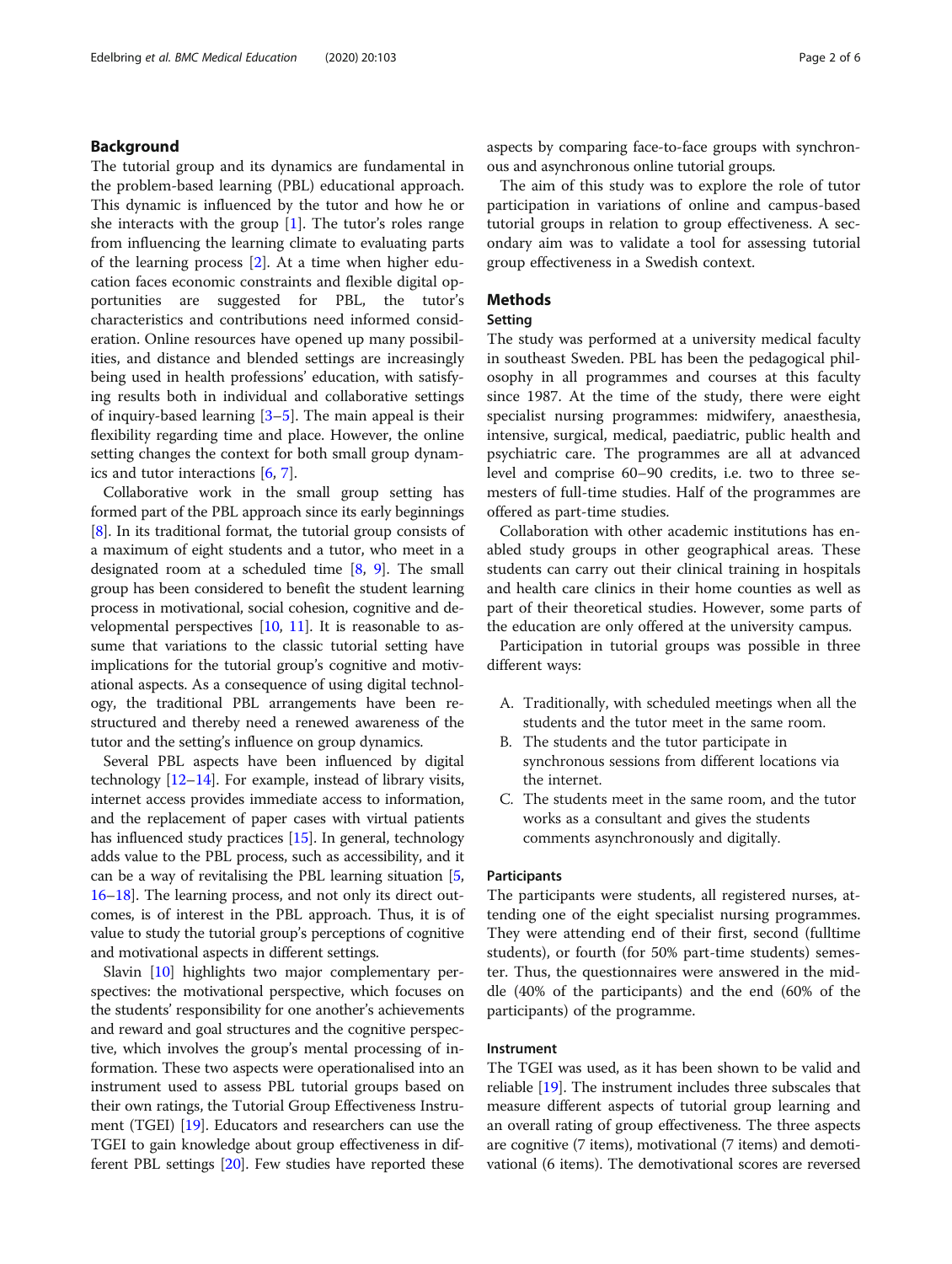## Background

The tutorial group and its dynamics are fundamental in the problem-based learning (PBL) educational approach. This dynamic is influenced by the tutor and how he or she interacts with the group [1]. The tutor's roles range from influencing the learning climate to evaluating parts of the learning process [2]. At a time when higher education faces economic constraints and flexible digital opportunities are suggested for PBL, the tutor's characteristics and contributions need informed consideration. Online resources have opened up many possibilities, and distance and blended settings are increasingly being used in health professions' education, with satisfying results both in individual and collaborative settings of inquiry-based learning [3–5]. The main appeal is their flexibility regarding time and place. However, the online setting changes the context for both small group dynamics and tutor interactions [6, 7].

Collaborative work in the small group setting has formed part of the PBL approach since its early beginnings [8]. In its traditional format, the tutorial group consists of a maximum of eight students and a tutor, who meet in a designated room at a scheduled time [8, 9]. The small group has been considered to benefit the student learning process in motivational, social cohesion, cognitive and developmental perspectives [10, 11]. It is reasonable to assume that variations to the classic tutorial setting have implications for the tutorial group's cognitive and motivational aspects. As a consequence of using digital technology, the traditional PBL arrangements have been restructured and thereby need a renewed awareness of the tutor and the setting's influence on group dynamics.

Several PBL aspects have been influenced by digital technology [12–14]. For example, instead of library visits, internet access provides immediate access to information, and the replacement of paper cases with virtual patients has influenced study practices [15]. In general, technology adds value to the PBL process, such as accessibility, and it can be a way of revitalising the PBL learning situation [5, 16–18]. The learning process, and not only its direct outcomes, is of interest in the PBL approach. Thus, it is of value to study the tutorial group's perceptions of cognitive and motivational aspects in different settings.

Slavin [10] highlights two major complementary perspectives: the motivational perspective, which focuses on the students' responsibility for one another's achievements and reward and goal structures and the cognitive perspective, which involves the group's mental processing of information. These two aspects were operationalised into an instrument used to assess PBL tutorial groups based on their own ratings, the Tutorial Group Effectiveness Instrument (TGEI) [19]. Educators and researchers can use the TGEI to gain knowledge about group effectiveness in different PBL settings [20]. Few studies have reported these aspects by comparing face-to-face groups with synchronous and asynchronous online tutorial groups.

The aim of this study was to explore the role of tutor participation in variations of online and campus-based tutorial groups in relation to group effectiveness. A secondary aim was to validate a tool for assessing tutorial group effectiveness in a Swedish context.

## Methods

### Setting

The study was performed at a university medical faculty in southeast Sweden. PBL has been the pedagogical philosophy in all programmes and courses at this faculty since 1987. At the time of the study, there were eight specialist nursing programmes: midwifery, anaesthesia, intensive, surgical, medical, paediatric, public health and psychiatric care. The programmes are all at advanced level and comprise 60–90 credits, i.e. two to three semesters of full-time studies. Half of the programmes are offered as part-time studies.

Collaboration with other academic institutions has enabled study groups in other geographical areas. These students can carry out their clinical training in hospitals and health care clinics in their home counties as well as part of their theoretical studies. However, some parts of the education are only offered at the university campus.

Participation in tutorial groups was possible in three different ways:

A. Traditionally, with scheduled meetings when all the students and the tutor meet in the same room.
B. The students and the tutor participate in synchronous sessions from different locations via the internet.
C. The students meet in the same room, and the tutor works as a consultant and gives the students comments asynchronously and digitally.

### Participants

The participants were students, all registered nurses, attending one of the eight specialist nursing programmes. They were attending end of their first, second (fulltime students), or fourth (for 50% part-time students) semester. Thus, the questionnaires were answered in the middle (40% of the participants) and the end (60% of the participants) of the programme.

### Instrument

The TGEI was used, as it has been shown to be valid and reliable [19]. The instrument includes three subscales that measure different aspects of tutorial group learning and an overall rating of group effectiveness. The three aspects are cognitive (7 items), motivational (7 items) and demotivational (6 items). The demotivational scores are reversed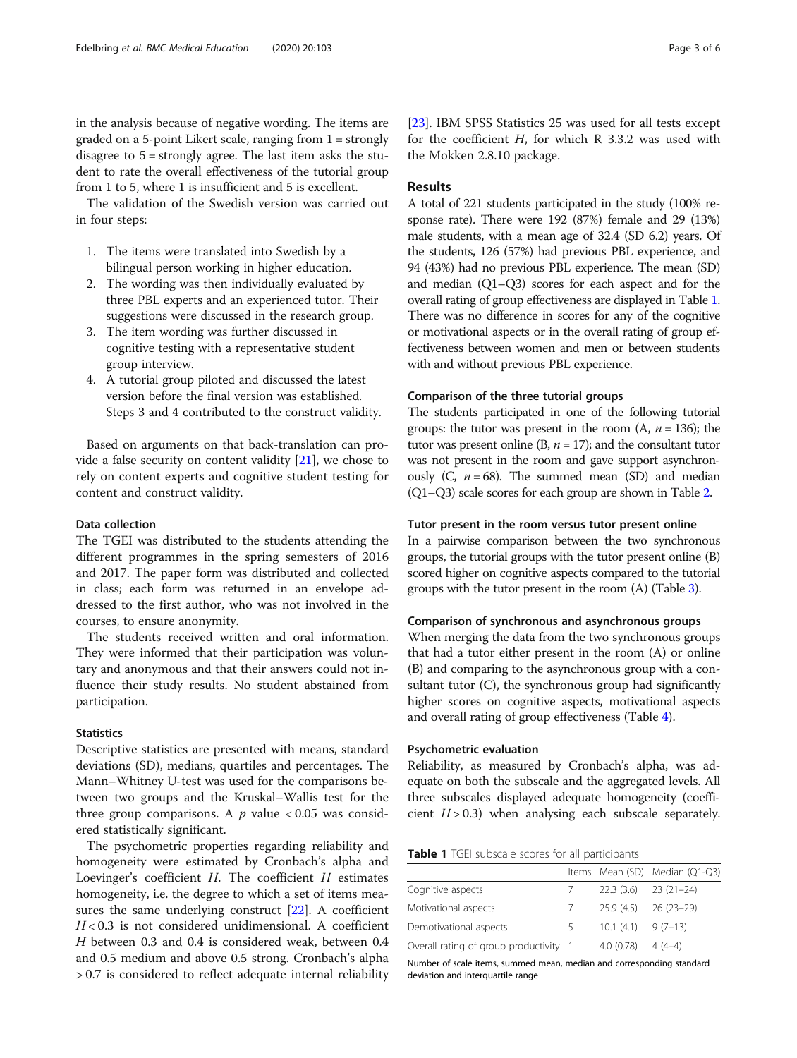in the analysis because of negative wording. The items are graded on a 5-point Likert scale, ranging from 1 = strongly disagree to 5 = strongly agree. The last item asks the student to rate the overall effectiveness of the tutorial group from 1 to 5, where 1 is insufficient and 5 is excellent.

The validation of the Swedish version was carried out in four steps:

1. The items were translated into Swedish by a bilingual person working in higher education.
2. The wording was then individually evaluated by three PBL experts and an experienced tutor. Their suggestions were discussed in the research group.
3. The item wording was further discussed in cognitive testing with a representative student group interview.
4. A tutorial group piloted and discussed the latest version before the final version was established. Steps 3 and 4 contributed to the construct validity.

Based on arguments on that back-translation can provide a false security on content validity [21], we chose to rely on content experts and cognitive student testing for content and construct validity.

### Data collection

The TGEI was distributed to the students attending the different programmes in the spring semesters of 2016 and 2017. The paper form was distributed and collected in class; each form was returned in an envelope addressed to the first author, who was not involved in the courses, to ensure anonymity.

The students received written and oral information. They were informed that their participation was voluntary and anonymous and that their answers could not influence their study results. No student abstained from participation.

### Statistics

Descriptive statistics are presented with means, standard deviations (SD), medians, quartiles and percentages. The Mann–Whitney U-test was used for the comparisons between two groups and the Kruskal–Wallis test for the three group comparisons. A $p$ value $< 0.05$ was considered statistically significant.

The psychometric properties regarding reliability and homogeneity were estimated by Cronbach's alpha and Loevinger's coefficient $H$. The coefficient $H$ estimates homogeneity, i.e. the degree to which a set of items measures the same underlying construct [22]. A coefficient $H < 0.3$ is not considered unidimensional. A coefficient $H$ between 0.3 and 0.4 is considered weak, between 0.4 and 0.5 medium and above 0.5 strong. Cronbach's alpha $> 0.7$ is considered to reflect adequate internal reliability [23]. IBM SPSS Statistics 25 was used for all tests except for the coefficient $H$, for which R 3.3.2 was used with the Mokken 2.8.10 package.

## Results

A total of 221 students participated in the study (100% response rate). There were 192 (87%) female and 29 (13%) male students, with a mean age of 32.4 (SD 6.2) years. Of the students, 126 (57%) had previous PBL experience, and 94 (43%) had no previous PBL experience. The mean (SD) and median (Q1–Q3) scores for each aspect and for the overall rating of group effectiveness are displayed in Table 1. There was no difference in scores for any of the cognitive or motivational aspects or in the overall rating of group effectiveness between women and men or between students with and without previous PBL experience.

### Comparison of the three tutorial groups

The students participated in one of the following tutorial groups: the tutor was present in the room (A, $n = 136$); the tutor was present online (B, $n = 17$); and the consultant tutor was not present in the room and gave support asynchronously (C, $n = 68$). The summed mean (SD) and median (Q1–Q3) scale scores for each group are shown in Table 2.

### Tutor present in the room versus tutor present online

In a pairwise comparison between the two synchronous groups, the tutorial groups with the tutor present online (B) scored higher on cognitive aspects compared to the tutorial groups with the tutor present in the room (A) (Table 3).

### Comparison of synchronous and asynchronous groups

When merging the data from the two synchronous groups that had a tutor either present in the room (A) or online (B) and comparing to the asynchronous group with a consultant tutor (C), the synchronous group had significantly higher scores on cognitive aspects, motivational aspects and overall rating of group effectiveness (Table 4).

### Psychometric evaluation

Reliability, as measured by Cronbach's alpha, was adequate on both the subscale and the aggregated levels. All three subscales displayed adequate homogeneity (coefficient $H > 0.3$) when analysing each subscale separately.

**Table 1** TGEI subscale scores for all participants

| | Items | Mean (SD) | Median (Q1-Q3) |
|---|---|---|---|
| Cognitive aspects | 7 | 22.3 (3.6) | 23 (21–24) |
| Motivational aspects | 7 | 25.9 (4.5) | 26 (23–29) |
| Demotivational aspects | 5 | 10.1 (4.1) | 9 (7–13) |
| Overall rating of group productivity | 1 | 4.0 (0.78) | 4 (4–4) |

Number of scale items, summed mean, median and corresponding standard deviation and interquartile range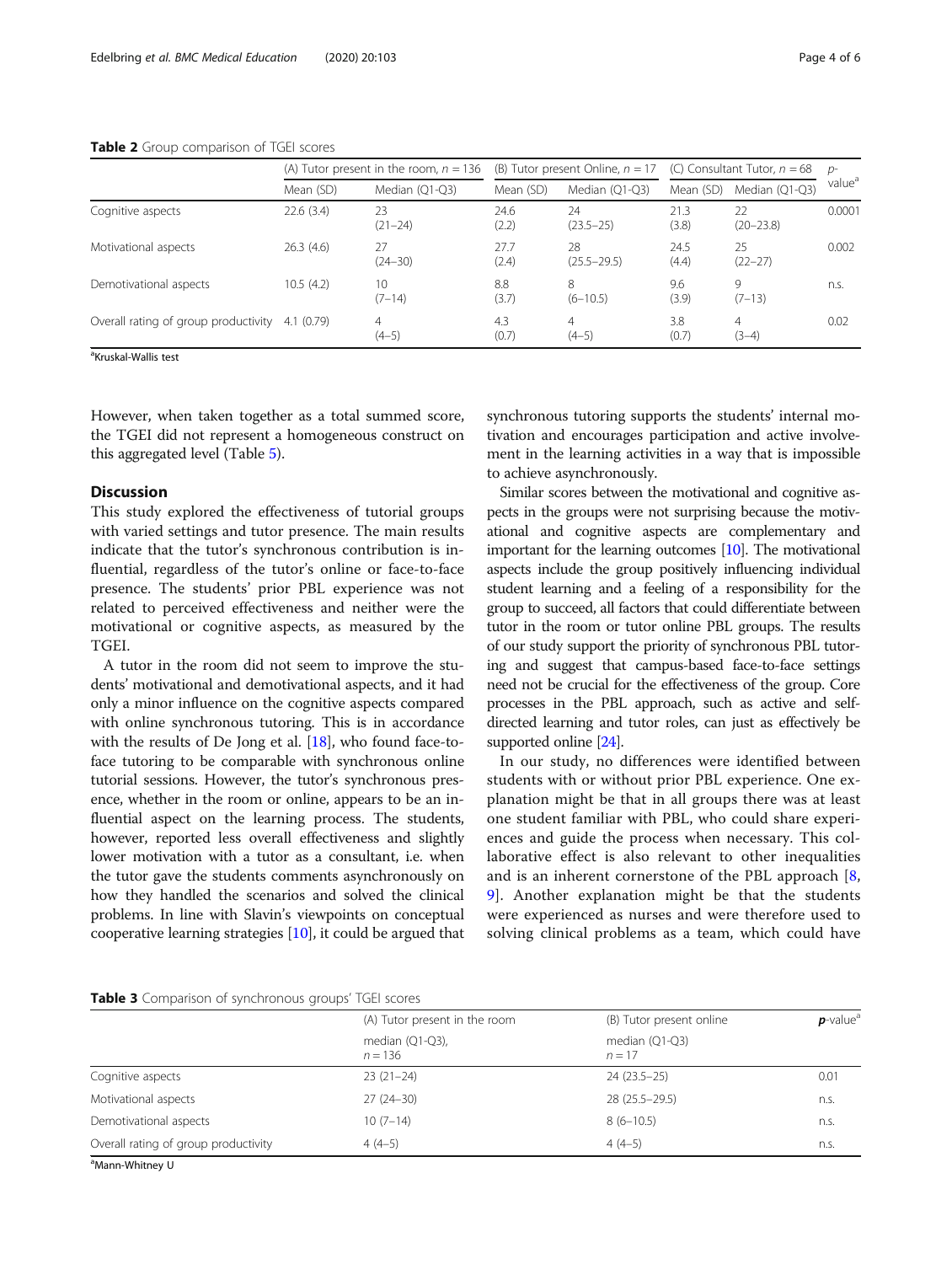**Table 2** Group comparison of TGEI scores

| | (A) Tutor present in the room, $n = 136$ | | (B) Tutor present Online, $n = 17$ | | (C) Consultant Tutor, $n = 68$ | | p-value[a] |
|---|---|---|---|---|---|---|---|
| | Mean (SD) | Median (Q1-Q3) | Mean (SD) | Median (Q1-Q3) | Mean (SD) | Median (Q1-Q3) | |
| Cognitive aspects | 22.6 (3.4) | 23 (21–24) | 24.6 (2.2) | 24 (23.5–25) | 21.3 (3.8) | 22 (20–23.8) | 0.0001 |
| Motivational aspects | 26.3 (4.6) | 27 (24–30) | 27.7 (2.4) | 28 (25.5–29.5) | 24.5 (4.4) | 25 (22–27) | 0.002 |
| Demotivational aspects | 10.5 (4.2) | 10 (7–14) | 8.8 (3.7) | 8 (6–10.5) | 9.6 (3.9) | 9 (7–13) | n.s. |
| Overall rating of group productivity | 4.1 (0.79) | 4 (4–5) | 4.3 (0.7) | 4 (4–5) | 3.8 (0.7) | 4 (3–4) | 0.02 |

[a]Kruskal-Wallis test

However, when taken together as a total summed score, the TGEI did not represent a homogeneous construct on this aggregated level (Table 5).

## Discussion

This study explored the effectiveness of tutorial groups with varied settings and tutor presence. The main results indicate that the tutor's synchronous contribution is influential, regardless of the tutor's online or face-to-face presence. The students' prior PBL experience was not related to perceived effectiveness and neither were the motivational or cognitive aspects, as measured by the TGEI.

A tutor in the room did not seem to improve the students' motivational and demotivational aspects, and it had only a minor influence on the cognitive aspects compared with online synchronous tutoring. This is in accordance with the results of De Jong et al. [18], who found face-to-face tutoring to be comparable with synchronous online tutorial sessions. However, the tutor's synchronous presence, whether in the room or online, appears to be an influential aspect on the learning process. The students, however, reported less overall effectiveness and slightly lower motivation with a tutor as a consultant, i.e. when the tutor gave the students comments asynchronously on how they handled the scenarios and solved the clinical problems. In line with Slavin's viewpoints on conceptual cooperative learning strategies [10], it could be argued that synchronous tutoring supports the students' internal motivation and encourages participation and active involvement in the learning activities in a way that is impossible to achieve asynchronously.

Similar scores between the motivational and cognitive aspects in the groups were not surprising because the motivational and cognitive aspects are complementary and important for the learning outcomes [10]. The motivational aspects include the group positively influencing individual student learning and a feeling of a responsibility for the group to succeed, all factors that could differentiate between tutor in the room or tutor online PBL groups. The results of our study support the priority of synchronous PBL tutoring and suggest that campus-based face-to-face settings need not be crucial for the effectiveness of the group. Core processes in the PBL approach, such as active and self-directed learning and tutor roles, can just as effectively be supported online [24].

In our study, no differences were identified between students with or without prior PBL experience. One explanation might be that in all groups there was at least one student familiar with PBL, who could share experiences and guide the process when necessary. This collaborative effect is also relevant to other inequalities and is an inherent cornerstone of the PBL approach [8, 9]. Another explanation might be that the students were experienced as nurses and were therefore used to solving clinical problems as a team, which could have

**Table 3** Comparison of synchronous groups' TGEI scores

| | (A) Tutor present in the room | (B) Tutor present online | **p**-value[a] |
|---|---|---|---|
| | median (Q1-Q3), $n = 136$ | median (Q1-Q3) $n = 17$ | |
| Cognitive aspects | 23 (21–24) | 24 (23.5–25) | 0.01 |
| Motivational aspects | 27 (24–30) | 28 (25.5–29.5) | n.s. |
| Demotivational aspects | 10 (7–14) | 8 (6–10.5) | n.s. |
| Overall rating of group productivity | 4 (4–5) | 4 (4–5) | n.s. |

[a]Mann-Whitney U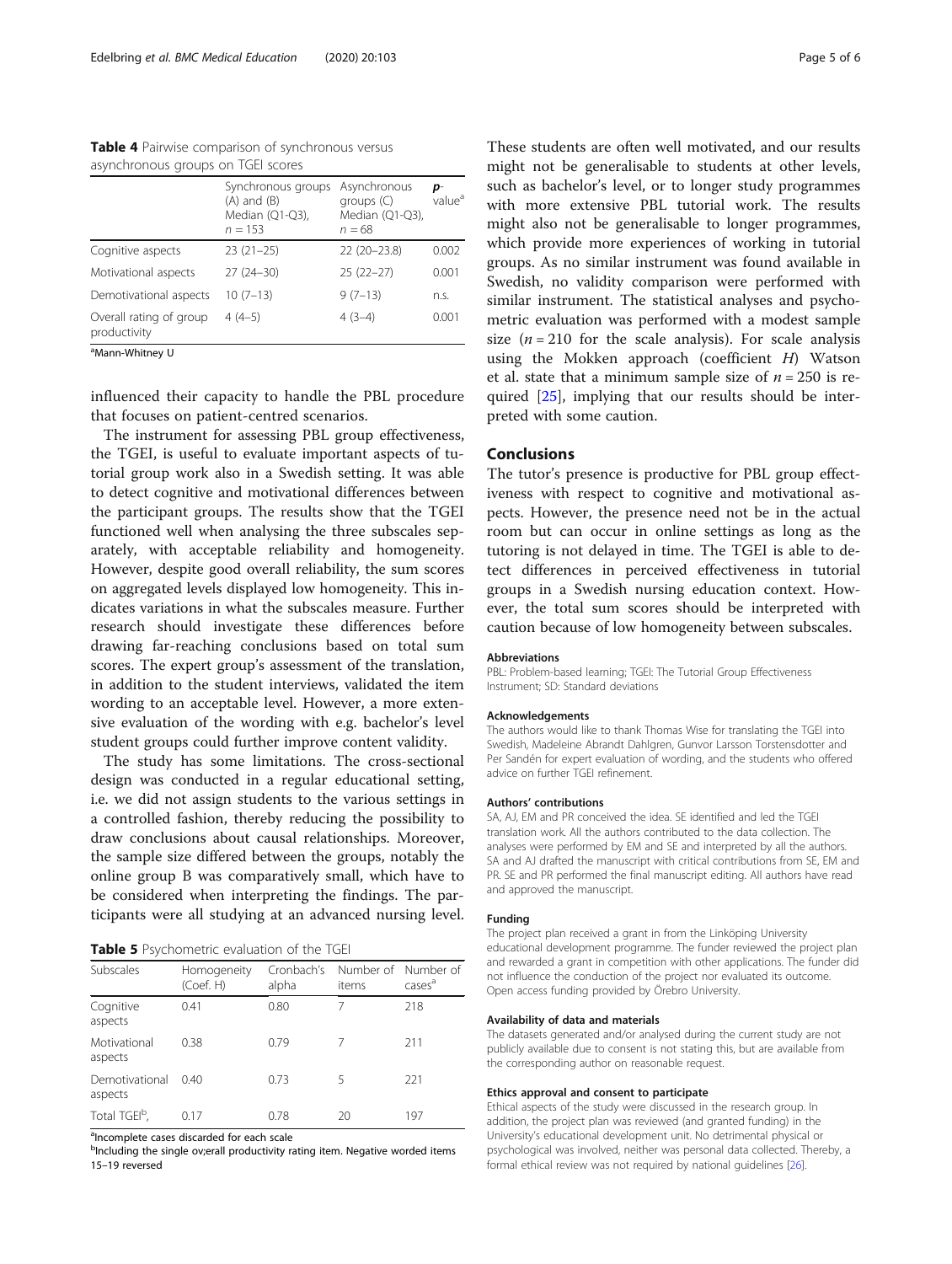**Table 4** Pairwise comparison of synchronous versus asynchronous groups on TGEI scores

| | Synchronous groups (A) and (B) Median (Q1-Q3), $n = 153$ | Asynchronous groups (C) Median (Q1-Q3), $n = 68$ | *p*-value[a] |
|---|---|---|---|
| Cognitive aspects | 23 (21–25) | 22 (20–23.8) | 0.002 |
| Motivational aspects | 27 (24–30) | 25 (22–27) | 0.001 |
| Demotivational aspects | 10 (7–13) | 9 (7–13) | n.s. |
| Overall rating of group productivity | 4 (4–5) | 4 (3–4) | 0.001 |

[a]Mann-Whitney U

influenced their capacity to handle the PBL procedure that focuses on patient-centred scenarios.

The instrument for assessing PBL group effectiveness, the TGEI, is useful to evaluate important aspects of tutorial group work also in a Swedish setting. It was able to detect cognitive and motivational differences between the participant groups. The results show that the TGEI functioned well when analysing the three subscales separately, with acceptable reliability and homogeneity. However, despite good overall reliability, the sum scores on aggregated levels displayed low homogeneity. This indicates variations in what the subscales measure. Further research should investigate these differences before drawing far-reaching conclusions based on total sum scores. The expert group's assessment of the translation, in addition to the student interviews, validated the item wording to an acceptable level. However, a more extensive evaluation of the wording with e.g. bachelor's level student groups could further improve content validity.

The study has some limitations. The cross-sectional design was conducted in a regular educational setting, i.e. we did not assign students to the various settings in a controlled fashion, thereby reducing the possibility to draw conclusions about causal relationships. Moreover, the sample size differed between the groups, notably the online group B was comparatively small, which have to be considered when interpreting the findings. The participants were all studying at an advanced nursing level. These students are often well motivated, and our results might not be generalisable to students at other levels, such as bachelor's level, or to longer study programmes with more extensive PBL tutorial work. The results might also not be generalisable to longer programmes, which provide more experiences of working in tutorial groups. As no similar instrument was found available in Swedish, no validity comparison were performed with similar instrument. The statistical analyses and psychometric evaluation was performed with a modest sample size ($n = 210$ for the scale analysis). For scale analysis using the Mokken approach (coefficient $H$) Watson et al. state that a minimum sample size of $n = 250$ is required [25], implying that our results should be interpreted with some caution.

**Table 5** Psychometric evaluation of the TGEI

| Subscales | Homogeneity (Coef. H) | Cronbach's alpha | Number of items | Number of cases[a] |
|---|---|---|---|---|
| Cognitive aspects | 0.41 | 0.80 | 7 | 218 |
| Motivational aspects | 0.38 | 0.79 | 7 | 211 |
| Demotivational aspects | 0.40 | 0.73 | 5 | 221 |
| Total TGEI[b], | 0.17 | 0.78 | 20 | 197 |

[a]Incomplete cases discarded for each scale
[b]Including the single ov;erall productivity rating item. Negative worded items 15–19 reversed

## Conclusions

The tutor's presence is productive for PBL group effectiveness with respect to cognitive and motivational aspects. However, the presence need not be in the actual room but can occur in online settings as long as the tutoring is not delayed in time. The TGEI is able to detect differences in perceived effectiveness in tutorial groups in a Swedish nursing education context. However, the total sum scores should be interpreted with caution because of low homogeneity between subscales.

#### Abbreviations

PBL: Problem-based learning; TGEI: The Tutorial Group Effectiveness Instrument; SD: Standard deviations

#### Acknowledgements

The authors would like to thank Thomas Wise for translating the TGEI into Swedish, Madeleine Abrandt Dahlgren, Gunvor Larsson Torstensdotter and Per Sandén for expert evaluation of wording, and the students who offered advice on further TGEI refinement.

#### Authors' contributions

SA, AJ, EM and PR conceived the idea. SE identified and led the TGEI translation work. All the authors contributed to the data collection. The analyses were performed by EM and SE and interpreted by all the authors. SA and AJ drafted the manuscript with critical contributions from SE, EM and PR. SE and PR performed the final manuscript editing. All authors have read and approved the manuscript.

#### Funding

The project plan received a grant in from the Linköping University educational development programme. The funder reviewed the project plan and rewarded a grant in competition with other applications. The funder did not influence the conduction of the project nor evaluated its outcome. Open access funding provided by Örebro University.

#### Availability of data and materials

The datasets generated and/or analysed during the current study are not publicly available due to consent is not stating this, but are available from the corresponding author on reasonable request.

#### Ethics approval and consent to participate

Ethical aspects of the study were discussed in the research group. In addition, the project plan was reviewed (and granted funding) in the University's educational development unit. No detrimental physical or psychological was involved, neither was personal data collected. Thereby, a formal ethical review was not required by national guidelines [26].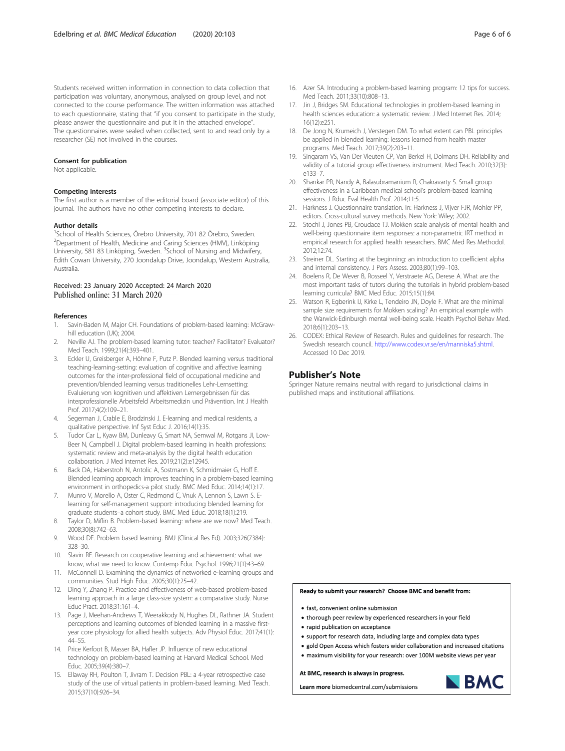Students received written information in connection to data collection that participation was voluntary, anonymous, analysed on group level, and not connected to the course performance. The written information was attached to each questionnaire, stating that "if you consent to participate in the study, please answer the questionnaire and put it in the attached envelope". The questionnaires were sealed when collected, sent to and read only by a researcher (SE) not involved in the courses.

### Consent for publication

Not applicable.

### Competing interests

The first author is a member of the editorial board (associate editor) of this journal. The authors have no other competing interests to declare.

### Author details

[1]School of Health Sciences, Örebro University, 701 82 Örebro, Sweden. [2]Department of Health, Medicine and Caring Sciences (HMV), Linköping University, 581 83 Linköping, Sweden. [3]School of Nursing and Midwifery, Edith Cowan University, 270 Joondalup Drive, Joondalup, Western Australia, Australia.

Received: 23 January 2020 Accepted: 24 March 2020
Published online: 31 March 2020

### References

1. Savin-Baden M, Major CH. Foundations of problem-based learning: McGraw-hill education (UK); 2004.
2. Neville AJ. The problem-based learning tutor: teacher? Facilitator? Evaluator? Med Teach. 1999;21(4):393–401.
3. Eckler U, Greisberger A, Höhne F, Putz P. Blended learning versus traditional teaching-learning-setting: evaluation of cognitive and affective learning outcomes for the inter-professional field of occupational medicine and prevention/blended learning versus traditionelles Lehr-Lernsetting: Evaluierung von kognitiven und affektiven Lernergebnissen für das interprofessionelle Arbeitsfeld Arbeitsmedizin und Prävention. Int J Health Prof. 2017;4(2):109–21.
4. Segerman J, Crable E, Brodzinski J. E-learning and medical residents, a qualitative perspective. Inf Syst Educ J. 2016;14(1):35.
5. Tudor Car L, Kyaw BM, Dunleavy G, Smart NA, Semwal M, Rotgans JI, Low-Beer N, Campbell J. Digital problem-based learning in health professions: systematic review and meta-analysis by the digital health education collaboration. J Med Internet Res. 2019;21(2):e12945.
6. Back DA, Haberstroh N, Antolic A, Sostmann K, Schmidmaier G, Hoff E. Blended learning approach improves teaching in a problem-based learning environment in orthopedics-a pilot study. BMC Med Educ. 2014;14(1):17.
7. Munro V, Morello A, Oster C, Redmond C, Vnuk A, Lennon S, Lawn S. E-learning for self-management support: introducing blended learning for graduate students–a cohort study. BMC Med Educ. 2018;18(1):219.
8. Taylor D, Miflin B. Problem-based learning: where are we now? Med Teach. 2008;30(8):742–63.
9. Wood DF. Problem based learning. BMJ (Clinical Res Ed). 2003;326(7384): 328–30.
10. Slavin RE. Research on cooperative learning and achievement: what we know, what we need to know. Contemp Educ Psychol. 1996;21(1):43–69.
11. McConnell D. Examining the dynamics of networked e-learning groups and communities. Stud High Educ. 2005;30(1):25–42.
12. Ding Y, Zhang P. Practice and effectiveness of web-based problem-based learning approach in a large class-size system: a comparative study. Nurse Educ Pract. 2018;31:161–4.
13. Page J, Meehan-Andrews T, Weerakkody N, Hughes DL, Rathner JA. Student perceptions and learning outcomes of blended learning in a massive first-year core physiology for allied health subjects. Adv Physiol Educ. 2017;41(1): 44–55.
14. Price Kerfoot B, Masser BA, Hafler JP. Influence of new educational technology on problem-based learning at Harvard Medical School. Med Educ. 2005;39(4):380–7.
15. Ellaway RH, Poulton T, Jivram T. Decision PBL: a 4-year retrospective case study of the use of virtual patients in problem-based learning. Med Teach. 2015;37(10):926–34.
16. Azer SA. Introducing a problem-based learning program: 12 tips for success. Med Teach. 2011;33(10):808–13.
17. Jin J, Bridges SM. Educational technologies in problem-based learning in health sciences education: a systematic review. J Med Internet Res. 2014; 16(12):e251.
18. De Jong N, Krumeich J, Verstegen DM. To what extent can PBL principles be applied in blended learning: lessons learned from health master programs. Med Teach. 2017;39(2):203–11.
19. Singaram VS, Van Der Vleuten CP, Van Berkel H, Dolmans DH. Reliability and validity of a tutorial group effectiveness instrument. Med Teach. 2010;32(3): e133–7.
20. Shankar PR, Nandy A, Balasubramanium R, Chakravarty S. Small group effectiveness in a Caribbean medical school's problem-based learning sessions. J Rduc Eval Health Prof. 2014;11:5.
21. Harkness J. Questionnaire translation. In: Harkness J, Vijver FJR, Mohler PP, editors. Cross-cultural survey methods. New York: Wiley; 2002.
22. Stochl J, Jones PB, Croudace TJ. Mokken scale analysis of mental health and well-being questionnaire item responses: a non-parametric IRT method in empirical research for applied health researchers. BMC Med Res Methodol. 2012;12:74.
23. Streiner DL. Starting at the beginning: an introduction to coefficient alpha and internal consistency. J Pers Assess. 2003;80(1):99–103.
24. Boelens R, De Wever B, Rosseel Y, Verstraete AG, Derese A. What are the most important tasks of tutors during the tutorials in hybrid problem-based learning curricula? BMC Med Educ. 2015;15(1):84.
25. Watson R, Egberink IJ, Kirke L, Tendeiro JN, Doyle F. What are the minimal sample size requirements for Mokken scaling? An empirical example with the Warwick-Edinburgh mental well-being scale. Health Psychol Behav Med. 2018;6(1):203–13.
26. CODEX: Ethical Review of Research. Rules and guidelines for research. The Swedish research council. http://www.codex.vr.se/en/manniska5.shtml. Accessed 10 Dec 2019.

## Publisher's Note

Springer Nature remains neutral with regard to jurisdictional claims in published maps and institutional affiliations.

**Ready to submit your research? Choose BMC and benefit from:**

- fast, convenient online submission
- thorough peer review by experienced researchers in your field
- rapid publication on acceptance
- support for research data, including large and complex data types
- gold Open Access which fosters wider collaboration and increased citations
- maximum visibility for your research: over 100M website views per year

**At BMC, research is always in progress.**

**Learn more** biomedcentral.com/submissions

BMC